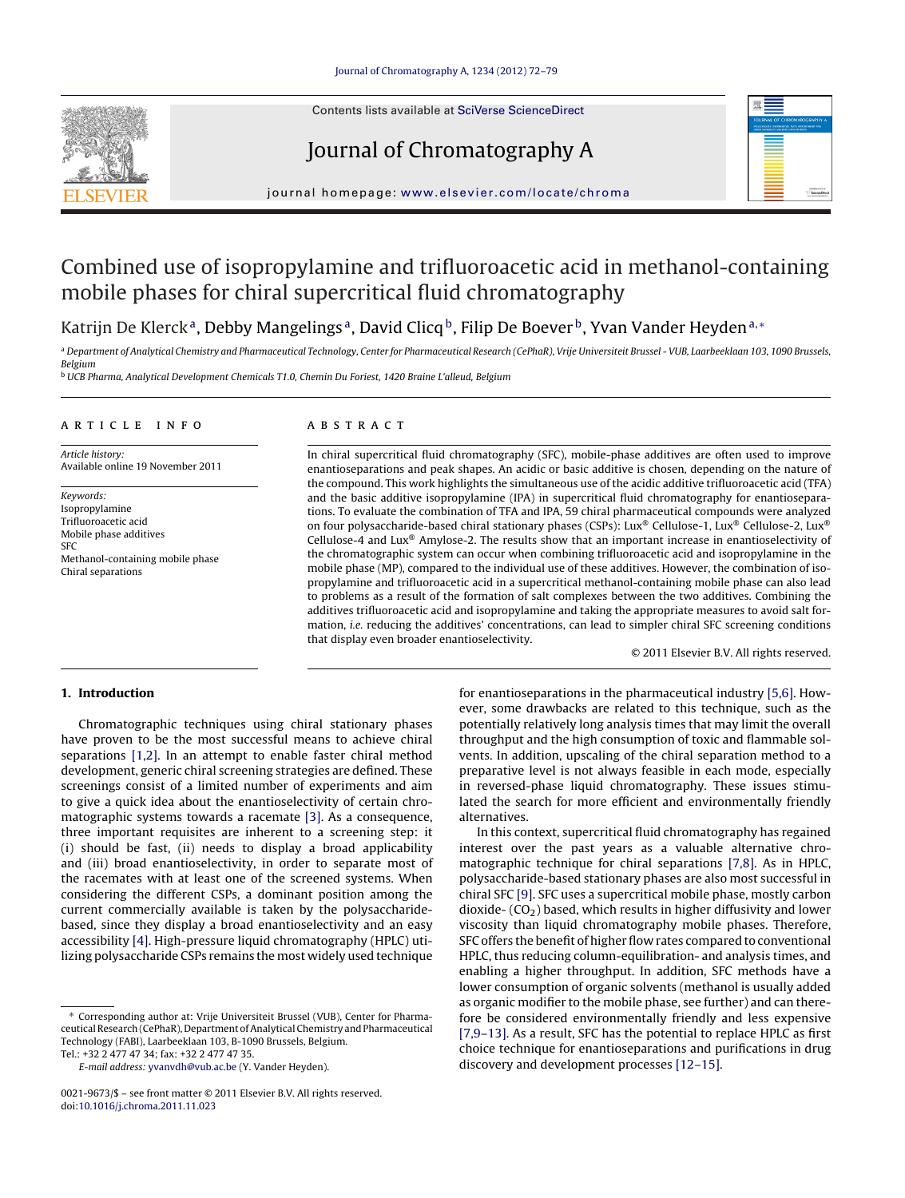# Combined use of isopropylamine and trifluoroacetic acid in methanol-containing mobile phases for chiral supercritical fluid chromatography

Katrijn De Klerck[a], Debby Mangelings[a], David Clicq[b], Filip De Boever[b], Yvan Vander Heyden[a,*]

[a] Department of Analytical Chemistry and Pharmaceutical Technology, Center for Pharmaceutical Research (CePhaR), Vrije Universiteit Brussel - VUB, Laarbeeklaan 103, 1090 Brussels, Belgium

[b] UCB Pharma, Analytical Development Chemicals T1.0, Chemin Du Foriest, 1420 Braine L'alleud, Belgium

## ARTICLE INFO

*Article history:*
Available online 19 November 2011

*Keywords:*
Isopropylamine
Trifluoroacetic acid
Mobile phase additives
SFC
Methanol-containing mobile phase
Chiral separations

## ABSTRACT

In chiral supercritical fluid chromatography (SFC), mobile-phase additives are often used to improve enantioseparations and peak shapes. An acidic or basic additive is chosen, depending on the nature of the compound. This work highlights the simultaneous use of the acidic additive trifluoroacetic acid (TFA) and the basic additive isopropylamine (IPA) in supercritical fluid chromatography for enantioseparations. To evaluate the combination of TFA and IPA, 59 chiral pharmaceutical compounds were analyzed on four polysaccharide-based chiral stationary phases (CSPs): Lux® Cellulose-1, Lux® Cellulose-2, Lux® Cellulose-4 and Lux® Amylose-2. The results show that an important increase in enantioselectivity of the chromatographic system can occur when combining trifluoroacetic acid and isopropylamine in the mobile phase (MP), compared to the individual use of these additives. However, the combination of isopropylamine and trifluoroacetic acid in a supercritical methanol-containing mobile phase can also lead to problems as a result of the formation of salt complexes between the two additives. Combining the additives trifluoroacetic acid and isopropylamine and taking the appropriate measures to avoid salt formation, *i.e.* reducing the additives' concentrations, can lead to simpler chiral SFC screening conditions that display even broader enantioselectivity.

© 2011 Elsevier B.V. All rights reserved.

## 1. Introduction

Chromatographic techniques using chiral stationary phases have proven to be the most successful means to achieve chiral separations [1,2]. In an attempt to enable faster chiral method development, generic chiral screening strategies are defined. These screenings consist of a limited number of experiments and aim to give a quick idea about the enantioselectivity of certain chromatographic systems towards a racemate [3]. As a consequence, three important requisites are inherent to a screening step: it (i) should be fast, (ii) needs to display a broad applicability and (iii) broad enantioselectivity, in order to separate most of the racemates with at least one of the screened systems. When considering the different CSPs, a dominant position among the current commercially available is taken by the polysaccharide-based, since they display a broad enantioselectivity and an easy accessibility [4]. High-pressure liquid chromatography (HPLC) utilizing polysaccharide CSPs remains the most widely used technique for enantioseparations in the pharmaceutical industry [5,6]. However, some drawbacks are related to this technique, such as the potentially relatively long analysis times that may limit the overall throughput and the high consumption of toxic and flammable solvents. In addition, upscaling of the chiral separation method to a preparative level is not always feasible in each mode, especially in reversed-phase liquid chromatography. These issues stimulated the search for more efficient and environmentally friendly alternatives.

In this context, supercritical fluid chromatography has regained interest over the past years as a valuable alternative chromatographic technique for chiral separations [7,8]. As in HPLC, polysaccharide-based stationary phases are also most successful in chiral SFC [9]. SFC uses a supercritical mobile phase, mostly carbon dioxide- ($CO_2$) based, which results in higher diffusivity and lower viscosity than liquid chromatography mobile phases. Therefore, SFC offers the benefit of higher flow rates compared to conventional HPLC, thus reducing column-equilibration- and analysis times, and enabling a higher throughput. In addition, SFC methods have a lower consumption of organic solvents (methanol is usually added as organic modifier to the mobile phase, see further) and can therefore be considered environmentally friendly and less expensive [7,9–13]. As a result, SFC has the potential to replace HPLC as first choice technique for enantioseparations and purifications in drug discovery and development processes [12–15].

\* Corresponding author at: Vrije Universiteit Brussel (VUB), Center for Pharmaceutical Research (CePhaR), Department of Analytical Chemistry and Pharmaceutical Technology (FABI), Laarbeeklaan 103, B-1090 Brussels, Belgium.
Tel.: +32 2 477 47 34; fax: +32 2 477 47 35.
*E-mail address:* yvanvdh@vub.ac.be (Y. Vander Heyden).

0021-9673/$ – see front matter © 2011 Elsevier B.V. All rights reserved.
doi:10.1016/j.chroma.2011.11.023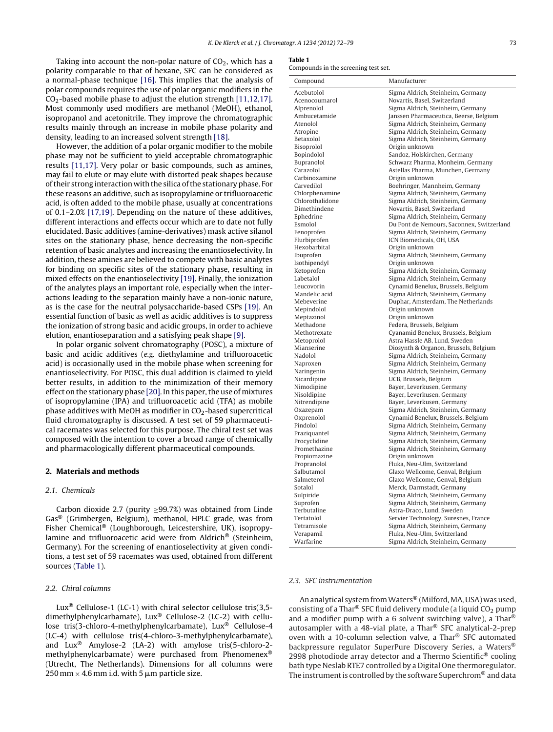Taking into account the non-polar nature of $CO_2$, which has a polarity comparable to that of hexane, SFC can be considered as a normal-phase technique [16]. This implies that the analysis of polar compounds requires the use of polar organic modifiers in the $CO_2$-based mobile phase to adjust the elution strength [11,12,17]. Most commonly used modifiers are methanol (MeOH), ethanol, isopropanol and acetonitrile. They improve the chromatographic results mainly through an increase in mobile phase polarity and density, leading to an increased solvent strength [18].

However, the addition of a polar organic modifier to the mobile phase may not be sufficient to yield acceptable chromatographic results [11,17]. Very polar or basic compounds, such as amines, may fail to elute or may elute with distorted peak shapes because of their strong interaction with the silica of the stationary phase. For these reasons an additive, such as isopropylamine or trifluoroacetic acid, is often added to the mobile phase, usually at concentrations of 0.1–2.0% [17,19]. Depending on the nature of these additives, different interactions and effects occur which are to date not fully elucidated. Basic additives (amine-derivatives) mask active silanol sites on the stationary phase, hence decreasing the non-specific retention of basic analytes and increasing the enantioselectivity. In addition, these amines are believed to compete with basic analytes for binding on specific sites of the stationary phase, resulting in mixed effects on the enantioselectivity [19]. Finally, the ionization of the analytes plays an important role, especially when the interactions leading to the separation mainly have a non-ionic nature, as is the case for the neutral polysaccharide-based CSPs [19]. An essential function of basic as well as acidic additives is to suppress the ionization of strong basic and acidic groups, in order to achieve elution, enantioseparation and a satisfying peak shape [9].

In polar organic solvent chromatography (POSC), a mixture of basic and acidic additives (*e.g.* diethylamine and trifluoroacetic acid) is occasionally used in the mobile phase when screening for enantioselectivity. For POSC, this dual addition is claimed to yield better results, in addition to the minimization of their memory effect on the stationary phase [20]. In this paper, the use of mixtures of isopropylamine (IPA) and trifluoroacetic acid (TFA) as mobile phase additives with MeOH as modifier in $CO_2$-based supercritical fluid chromatography is discussed. A test set of 59 pharmaceutical racemates was selected for this purpose. The chiral test set was composed with the intention to cover a broad range of chemically and pharmacologically different pharmaceutical compounds.

## 2. Materials and methods

### 2.1. Chemicals

Carbon dioxide 2.7 (purity ≥99.7%) was obtained from Linde Gas® (Grimbergen, Belgium), methanol, HPLC grade, was from Fisher Chemical® (Loughborough, Leicestershire, UK), isopropylamine and trifluoroacetic acid were from Aldrich® (Steinheim, Germany). For the screening of enantioselectivity at given conditions, a test set of 59 racemates was used, obtained from different sources (Table 1).

### 2.2. Chiral columns

Lux® Cellulose-1 (LC-1) with chiral selector cellulose tris(3,5-dimethylphenylcarbamate), Lux® Cellulose-2 (LC-2) with cellulose tris(3-chloro-4-methylphenylcarbamate), Lux® Cellulose-4 (LC-4) with cellulose tris(4-chloro-3-methylphenylcarbamate), and Lux® Amylose-2 (LA-2) with amylose tris(5-chloro-2-methylphenylcarbamate) were purchased from Phenomenex® (Utrecht, The Netherlands). Dimensions for all columns were 250 mm × 4.6 mm i.d. with 5 μm particle size.

**Table 1**
Compounds in the screening test set.

| Compound | Manufacturer |
|---|---|
| Acebutolol | Sigma Aldrich, Steinheim, Germany |
| Acenocoumarol | Novartis, Basel, Switzerland |
| Alprenolol | Sigma Aldrich, Steinheim, Germany |
| Ambucetamide | Janssen Pharmaceutica, Beerse, Belgium |
| Atenolol | Sigma Aldrich, Steinheim, Germany |
| Atropine | Sigma Aldrich, Steinheim, Germany |
| Betaxolol | Sigma Aldrich, Steinheim, Germany |
| Bisoprolol | Origin unknown |
| Bopindolol | Sandoz, Holskirchen, Germany |
| Bupranolol | Schwarz Pharma, Monheim, Germany |
| Carazolol | Astellas Pharma, Munchen, Germany |
| Carbinoxamine | Origin unknown |
| Carvedilol | Boehringer, Mannheim, Germany |
| Chlorphenamine | Sigma Aldrich, Steinheim, Germany |
| Chlorthalidone | Sigma Aldrich, Steinheim, Germany |
| Dimethindene | Novartis, Basel, Switzerland |
| Ephedrine | Sigma Aldrich, Steinheim, Germany |
| Esmolol | Du Pont de Nemours, Saconnex, Switzerland |
| Fenoprofen | Sigma Aldrich, Steinheim, Germany |
| Flurbiprofen | ICN Biomedicals, OH, USA |
| Hexobarbital | Origin unknown |
| Ibuprofen | Sigma Aldrich, Steinheim, Germany |
| Isothipendyl | Origin unknown |
| Ketoprofen | Sigma Aldrich, Steinheim, Germany |
| Labetalol | Sigma Aldrich, Steinheim, Germany |
| Leucovorin | Cynamid Benelux, Brussels, Belgium |
| Mandelic acid | Sigma Aldrich, Steinheim, Germany |
| Mebeverine | Duphar, Amsterdam, The Netherlands |
| Mepindolol | Origin unknown |
| Meptazinol | Origin unknown |
| Methadone | Federa, Brussels, Belgium |
| Methotrexate | Cyanamid Benelux, Brussels, Belgium |
| Metoprolol | Astra Hassle AB, Lund, Sweden |
| Mianserine | Diosynth & Organon, Brussels, Belgium |
| Nadolol | Sigma Aldrich, Steinheim, Germany |
| Naproxen | Sigma Aldrich, Steinheim, Germany |
| Naringenin | Sigma Aldrich, Steinheim, Germany |
| Nicardipine | UCB, Brussels, Belgium |
| Nimodipine | Bayer, Leverkusen, Germany |
| Nisoldipine | Bayer, Leverkusen, Germany |
| Nitrendipine | Bayer, Leverkusen, Germany |
| Oxazepam | Sigma Aldrich, Steinheim, Germany |
| Oxprenolol | Cynamid Benelux, Brussels, Belgium |
| Pindolol | Sigma Aldrich, Steinheim, Germany |
| Praziquantel | Sigma Aldrich, Steinheim, Germany |
| Procyclidine | Sigma Aldrich, Steinheim, Germany |
| Promethazine | Sigma Aldrich, Steinheim, Germany |
| Propiomazine | Origin unknown |
| Propranolol | Fluka, Neu-Ulm, Switzerland |
| Salbutamol | Glaxo Wellcome, Genval, Belgium |
| Salmeterol | Glaxo Wellcome, Genval, Belgium |
| Sotalol | Merck, Darmstadt, Germany |
| Sulpiride | Sigma Aldrich, Steinheim, Germany |
| Suprofen | Sigma Aldrich, Steinheim, Germany |
| Terbutaline | Astra-Draco, Lund, Sweden |
| Tertatolol | Servier Technology, Suresnes, France |
| Tetramisole | Sigma Aldrich, Steinheim, Germany |
| Verapamil | Fluka, Neu-Ulm, Switzerland |
| Warfarine | Sigma Aldrich, Steinheim, Germany |

### 2.3. SFC instrumentation

An analytical system from Waters® (Milford, MA, USA) was used, consisting of a Thar® SFC fluid delivery module (a liquid $CO_2$ pump and a modifier pump with a 6 solvent switching valve), a Thar® autosampler with a 48-vial plate, a Thar® SFC analytical-2-prep oven with a 10-column selection valve, a Thar® SFC automated backpressure regulator SuperPure Discovery Series, a Waters® 2998 photodiode array detector and a Thermo Scientific® cooling bath type Neslab RTE7 controlled by a Digital One thermoregulator. The instrument is controlled by the software Superchrom® and data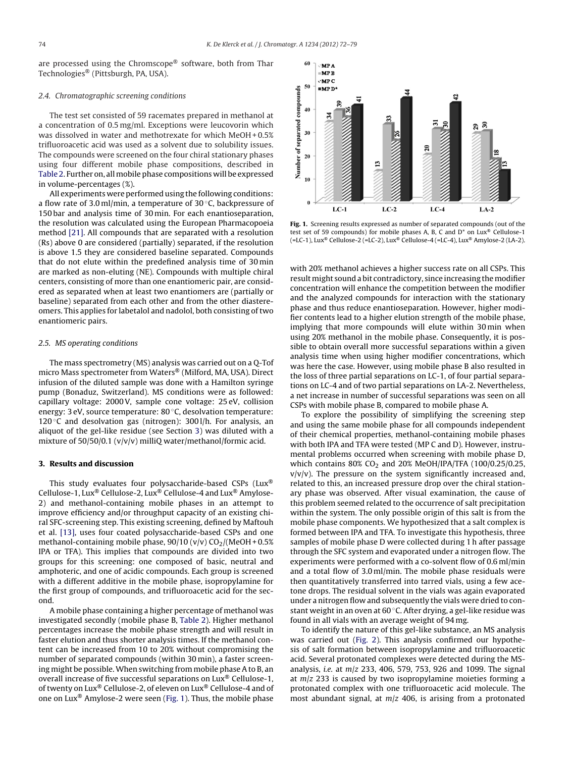are processed using the Chromscope® software, both from Thar Technologies® (Pittsburgh, PA, USA).

### 2.4. Chromatographic screening conditions

The test set consisted of 59 racemates prepared in methanol at a concentration of 0.5 mg/ml. Exceptions were leucovorin which was dissolved in water and methotrexate for which MeOH + 0.5% trifluoroacetic acid was used as a solvent due to solubility issues. The compounds were screened on the four chiral stationary phases using four different mobile phase compositions, described in Table 2. Further on, all mobile phase compositions will be expressed in volume-percentages (%).

All experiments were performed using the following conditions: a flow rate of 3.0 ml/min, a temperature of 30 °C, backpressure of 150 bar and analysis time of 30 min. For each enantioseparation, the resolution was calculated using the European Pharmacopoeia method [21]. All compounds that are separated with a resolution (Rs) above 0 are considered (partially) separated, if the resolution is above 1.5 they are considered baseline separated. Compounds that do not elute within the predefined analysis time of 30 min are marked as non-eluting (NE). Compounds with multiple chiral centers, consisting of more than one enantiomeric pair, are considered as separated when at least two enantiomers are (partially or baseline) separated from each other and from the other diastereomers. This applies for labetalol and nadolol, both consisting of two enantiomeric pairs.

### 2.5. MS operating conditions

The mass spectrometry (MS) analysis was carried out on a Q-Tof micro Mass spectrometer from Waters® (Milford, MA, USA). Direct infusion of the diluted sample was done with a Hamilton syringe pump (Bonaduz, Switzerland). MS conditions were as followed: capillary voltage: 2000 V, sample cone voltage: 25 eV, collision energy: 3 eV, source temperature: 80 °C, desolvation temperature: 120 °C and desolvation gas (nitrogen): 300 l/h. For analysis, an aliquot of the gel-like residue (see Section 3) was diluted with a mixture of 50/50/0.1 (v/v/v) milliQ water/methanol/formic acid.

## 3. Results and discussion

This study evaluates four polysaccharide-based CSPs (Lux® Cellulose-1, Lux® Cellulose-2, Lux® Cellulose-4 and Lux® Amylose-2) and methanol-containing mobile phases in an attempt to improve efficiency and/or throughput capacity of an existing chiral SFC-screening step. This existing screening, defined by Maftouh et al. [13], uses four coated polysaccharide-based CSPs and one methanol-containing mobile phase, 90/10 (v/v) $CO_2$/(MeOH + 0.5% IPA or TFA). This implies that compounds are divided into two groups for this screening: one composed of basic, neutral and amphoteric, and one of acidic compounds. Each group is screened with a different additive in the mobile phase, isopropylamine for the first group of compounds, and trifluoroacetic acid for the second.

A mobile phase containing a higher percentage of methanol was investigated secondly (mobile phase B, Table 2). Higher methanol percentages increase the mobile phase strength and will result in faster elution and thus shorter analysis times. If the methanol content can be increased from 10 to 20% without compromising the number of separated compounds (within 30 min), a faster screening might be possible. When switching from mobile phase A to B, an overall increase of five successful separations on Lux® Cellulose-1, of twenty on Lux® Cellulose-2, of eleven on Lux® Cellulose-4 and of one on Lux® Amylose-2 were seen (Fig. 1). Thus, the mobile phase

| | MP A | MP B | MP C | MP D* |
|---|---|---|---|---|
| LC-1 | 34 | 39 | 36 | 41 |
| LC-2 | 13 | 33 | 26 | 44 |
| LC-4 | 20 | 31 | 30 | 42 |
| LA-2 | 29 | 30 | 18 | 13 |

**Fig. 1.** Screening results expressed as number of separated compounds (out of the test set of 59 compounds) for mobile phases A, B, C and D* on Lux® Cellulose-1 (=LC-1), Lux® Cellulose-2 (=LC-2), Lux® Cellulose-4 (=LC-4), Lux® Amylose-2 (LA-2).

with 20% methanol achieves a higher success rate on all CSPs. This result might sound a bit contradictory, since increasing the modifier concentration will enhance the competition between the modifier and the analyzed compounds for interaction with the stationary phase and thus reduce enantioseparation. However, higher modifier contents lead to a higher elution strength of the mobile phase, implying that more compounds will elute within 30 min when using 20% methanol in the mobile phase. Consequently, it is possible to obtain overall more successful separations within a given analysis time when using higher modifier concentrations, which was here the case. However, using mobile phase B also resulted in the loss of three partial separations on LC-1, of four partial separations on LC-4 and of two partial separations on LA-2. Nevertheless, a net increase in number of successful separations was seen on all CSPs with mobile phase B, compared to mobile phase A.

To explore the possibility of simplifying the screening step and using the same mobile phase for all compounds independent of their chemical properties, methanol-containing mobile phases with both IPA and TFA were tested (MP C and D). However, instrumental problems occurred when screening with mobile phase D, which contains 80% $CO_2$ and 20% MeOH/IPA/TFA (100/0.25/0.25, v/v/v). The pressure on the system significantly increased and, related to this, an increased pressure drop over the chiral stationary phase was observed. After visual examination, the cause of this problem seemed related to the occurrence of salt precipitation within the system. The only possible origin of this salt is from the mobile phase components. We hypothesized that a salt complex is formed between IPA and TFA. To investigate this hypothesis, three samples of mobile phase D were collected during 1 h after passage through the SFC system and evaporated under a nitrogen flow. The experiments were performed with a co-solvent flow of 0.6 ml/min and a total flow of 3.0 ml/min. The mobile phase residuals were then quantitatively transferred into tarred vials, using a few acetone drops. The residual solvent in the vials was again evaporated under a nitrogen flow and subsequently the vials were dried to constant weight in an oven at 60 °C. After drying, a gel-like residue was found in all vials with an average weight of 94 mg.

To identify the nature of this gel-like substance, an MS analysis was carried out (Fig. 2). This analysis confirmed our hypothesis of salt formation between isopropylamine and trifluoroacetic acid. Several protonated complexes were detected during the MS-analysis, *i.e.* at *m*/*z* 233, 406, 579, 753, 926 and 1099. The signal at *m*/*z* 233 is caused by two isopropylamine moieties forming a protonated complex with one trifluoroacetic acid molecule. The most abundant signal, at *m*/*z* 406, is arising from a protonated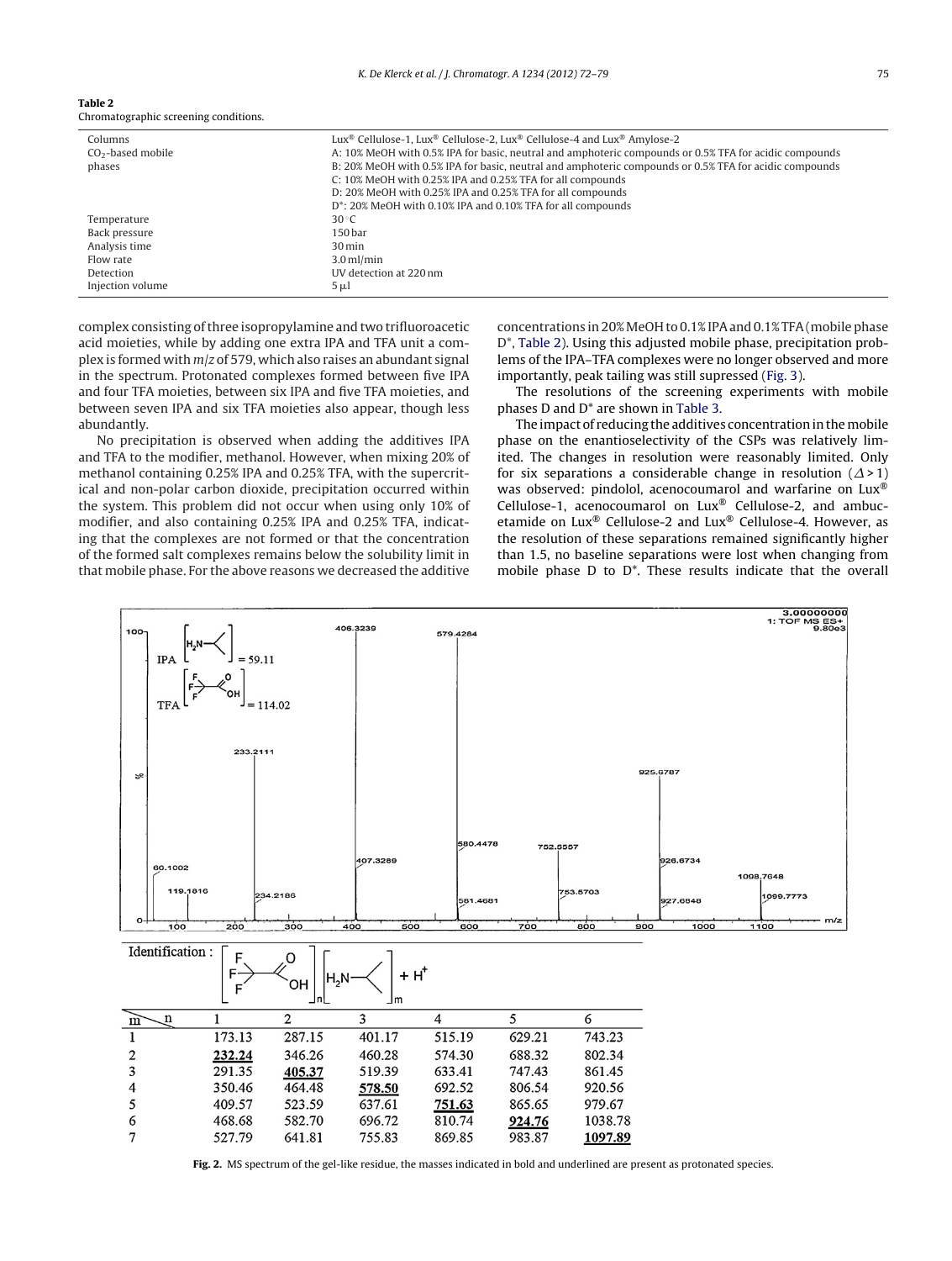**Table 2**
Chromatographic screening conditions.

| | |
|---|---|
| Columns | Lux® Cellulose-1, Lux® Cellulose-2, Lux® Cellulose-4 and Lux® Amylose-2 |
| $CO_2$-based mobile phases | A: 10% MeOH with 0.5% IPA for basic, neutral and amphoteric compounds or 0.5% TFA for acidic compounds<br>B: 20% MeOH with 0.5% IPA for basic, neutral and amphoteric compounds or 0.5% TFA for acidic compounds<br>C: 10% MeOH with 0.25% IPA and 0.25% TFA for all compounds<br>D: 20% MeOH with 0.25% IPA and 0.25% TFA for all compounds<br>D*: 20% MeOH with 0.10% IPA and 0.10% TFA for all compounds |
| Temperature | 30 °C |
| Back pressure | 150 bar |
| Analysis time | 30 min |
| Flow rate | 3.0 ml/min |
| Detection | UV detection at 220 nm |
| Injection volume | 5 μl |

complex consisting of three isopropylamine and two trifluoroacetic acid moieties, while by adding one extra IPA and TFA unit a complex is formed with *m/z* of 579, which also raises an abundant signal in the spectrum. Protonated complexes formed between five IPA and four TFA moieties, between six IPA and five TFA moieties, and between seven IPA and six TFA moieties also appear, though less abundantly.

No precipitation is observed when adding the additives IPA and TFA to the modifier, methanol. However, when mixing 20% of methanol containing 0.25% IPA and 0.25% TFA, with the supercritical and non-polar carbon dioxide, precipitation occurred within the system. This problem did not occur when using only 10% of modifier, and also containing 0.25% IPA and 0.25% TFA, indicating that the complexes are not formed or that the concentration of the formed salt complexes remains below the solubility limit in that mobile phase. For the above reasons we decreased the additive concentrations in 20% MeOH to 0.1% IPA and 0.1% TFA (mobile phase D*, Table 2). Using this adjusted mobile phase, precipitation problems of the IPA–TFA complexes were no longer observed and more importantly, peak tailing was still supressed (Fig. 3).

The resolutions of the screening experiments with mobile phases D and D* are shown in Table 3.

The impact of reducing the additives concentration in the mobile phase on the enantioselectivity of the CSPs was relatively limited. The changes in resolution were reasonably limited. Only for six separations a considerable change in resolution ($\Delta > 1$) was observed: pindolol, acenocoumarol and warfarine on Lux® Cellulose-1, acenocoumarol on Lux® Cellulose-2, and ambucetamide on Lux® Cellulose-2 and Lux® Cellulose-4. However, as the resolution of these separations remained significantly higher than 1.5, no baseline separations were lost when changing from mobile phase D to D*. These results indicate that the overall

Identification: $[CF_3COOH]_n[H_2N\text{-}iPr]_m + H^+$

| m \ n | 1 | 2 | 3 | 4 | 5 | 6 |
|---|---|---|---|---|---|---|
| 1 | 173.13 | 287.15 | 401.17 | 515.19 | 629.21 | 743.23 |
| 2 | **232.24** | 346.26 | 460.28 | 574.30 | 688.32 | 802.34 |
| 3 | 291.35 | **405.37** | 519.39 | 633.41 | 747.43 | 861.45 |
| 4 | 350.46 | 464.48 | **578.50** | 692.52 | 806.54 | 920.56 |
| 5 | 409.57 | 523.59 | 637.61 | **751.63** | 865.65 | 979.67 |
| 6 | 468.68 | 582.70 | 696.72 | 810.74 | **924.76** | 1038.78 |
| 7 | 527.79 | 641.81 | 755.83 | 869.85 | 983.87 | **1097.89** |

**Fig. 2.** MS spectrum of the gel-like residue, the masses indicated in bold and underlined are present as protonated species.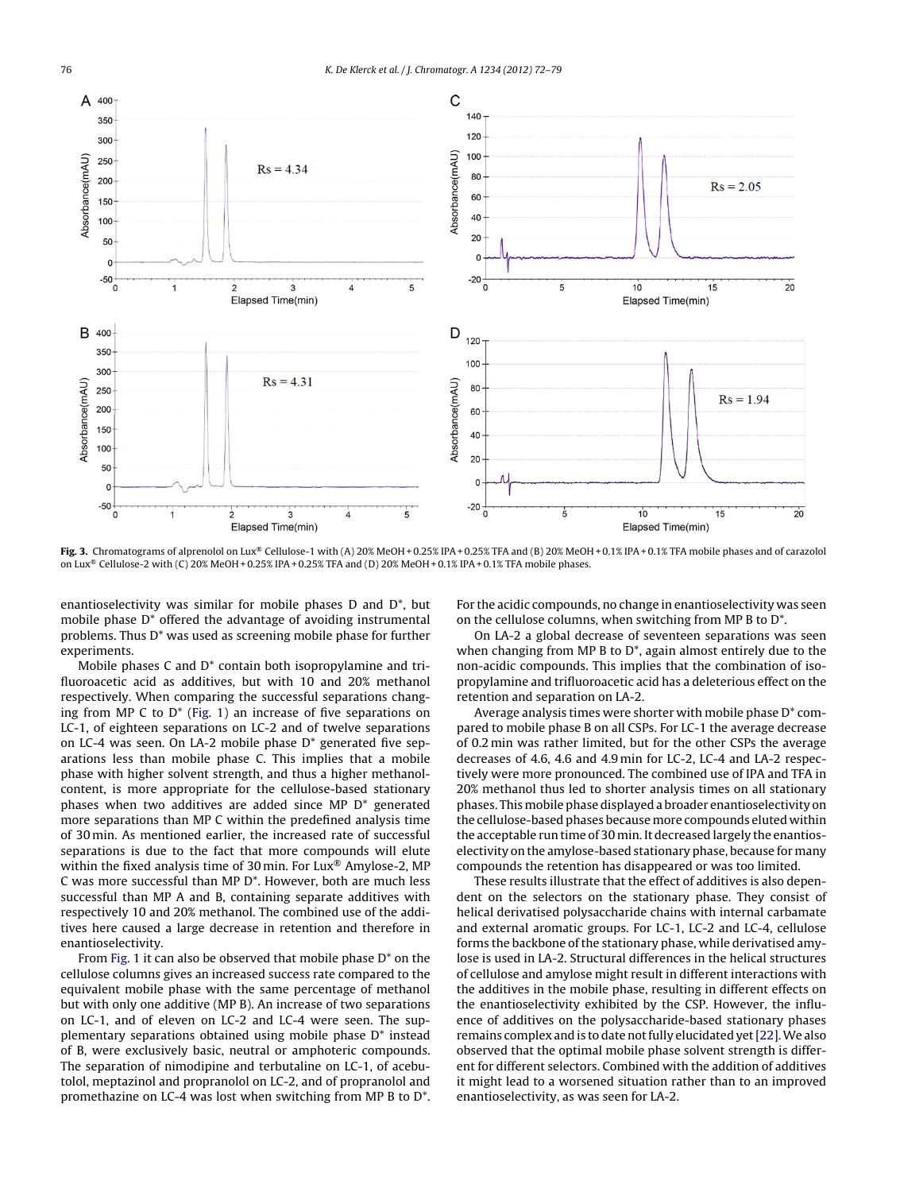Fig. 3. Chromatograms of alprenolol on Lux® Cellulose-1 with (A) 20% MeOH + 0.25% IPA + 0.25% TFA and (B) 20% MeOH + 0.1% IPA + 0.1% TFA mobile phases and of carazolol on Lux® Cellulose-2 with (C) 20% MeOH + 0.25% IPA + 0.25% TFA and (D) 20% MeOH + 0.1% IPA + 0.1% TFA mobile phases.

enantioselectivity was similar for mobile phases D and D*, but mobile phase D* offered the advantage of avoiding instrumental problems. Thus D* was used as screening mobile phase for further experiments.

Mobile phases C and D* contain both isopropylamine and trifluoroacetic acid as additives, but with 10 and 20% methanol respectively. When comparing the successful separations changing from MP C to D* (Fig. 1) an increase of five separations on LC-1, of eighteen separations on LC-2 and of twelve separations on LC-4 was seen. On LA-2 mobile phase D* generated five separations less than mobile phase C. This implies that a mobile phase with higher solvent strength, and thus a higher methanol-content, is more appropriate for the cellulose-based stationary phases when two additives are added since MP D* generated more separations than MP C within the predefined analysis time of 30 min. As mentioned earlier, the increased rate of successful separations is due to the fact that more compounds will elute within the fixed analysis time of 30 min. For Lux® Amylose-2, MP C was more successful than MP D*. However, both are much less successful than MP A and B, containing separate additives with respectively 10 and 20% methanol. The combined use of the additives here caused a large decrease in retention and therefore in enantioselectivity.

From Fig. 1 it can also be observed that mobile phase D* on the cellulose columns gives an increased success rate compared to the equivalent mobile phase with the same percentage of methanol but with only one additive (MP B). An increase of two separations on LC-1, and of eleven on LC-2 and LC-4 were seen. The supplementary separations obtained using mobile phase D* instead of B, were exclusively basic, neutral or amphoteric compounds. The separation of nimodipine and terbutaline on LC-1, of acebutolol, meptazinol and propranolol on LC-2, and of propranolol and promethazine on LC-4 was lost when switching from MP B to D*. For the acidic compounds, no change in enantioselectivity was seen on the cellulose columns, when switching from MP B to D*.

On LA-2 a global decrease of seventeen separations was seen when changing from MP B to D*, again almost entirely due to the non-acidic compounds. This implies that the combination of isopropylamine and trifluoroacetic acid has a deleterious effect on the retention and separation on LA-2.

Average analysis times were shorter with mobile phase D* compared to mobile phase B on all CSPs. For LC-1 the average decrease of 0.2 min was rather limited, but for the other CSPs the average decreases of 4.6, 4.6 and 4.9 min for LC-2, LC-4 and LA-2 respectively were more pronounced. The combined use of IPA and TFA in 20% methanol thus led to shorter analysis times on all stationary phases. This mobile phase displayed a broader enantioselectivity on the cellulose-based phases because more compounds eluted within the acceptable run time of 30 min. It decreased largely the enantioselectivity on the amylose-based stationary phase, because for many compounds the retention has disappeared or was too limited.

These results illustrate that the effect of additives is also dependent on the selectors on the stationary phase. They consist of helical derivatised polysaccharide chains with internal carbamate and external aromatic groups. For LC-1, LC-2 and LC-4, cellulose forms the backbone of the stationary phase, while derivatised amylose is used in LA-2. Structural differences in the helical structures of cellulose and amylose might result in different interactions with the additives in the mobile phase, resulting in different effects on the enantioselectivity exhibited by the CSP. However, the influence of additives on the polysaccharide-based stationary phases remains complex and is to date not fully elucidated yet [22]. We also observed that the optimal mobile phase solvent strength is different for different selectors. Combined with the addition of additives it might lead to a worsened situation rather than to an improved enantioselectivity, as was seen for LA-2.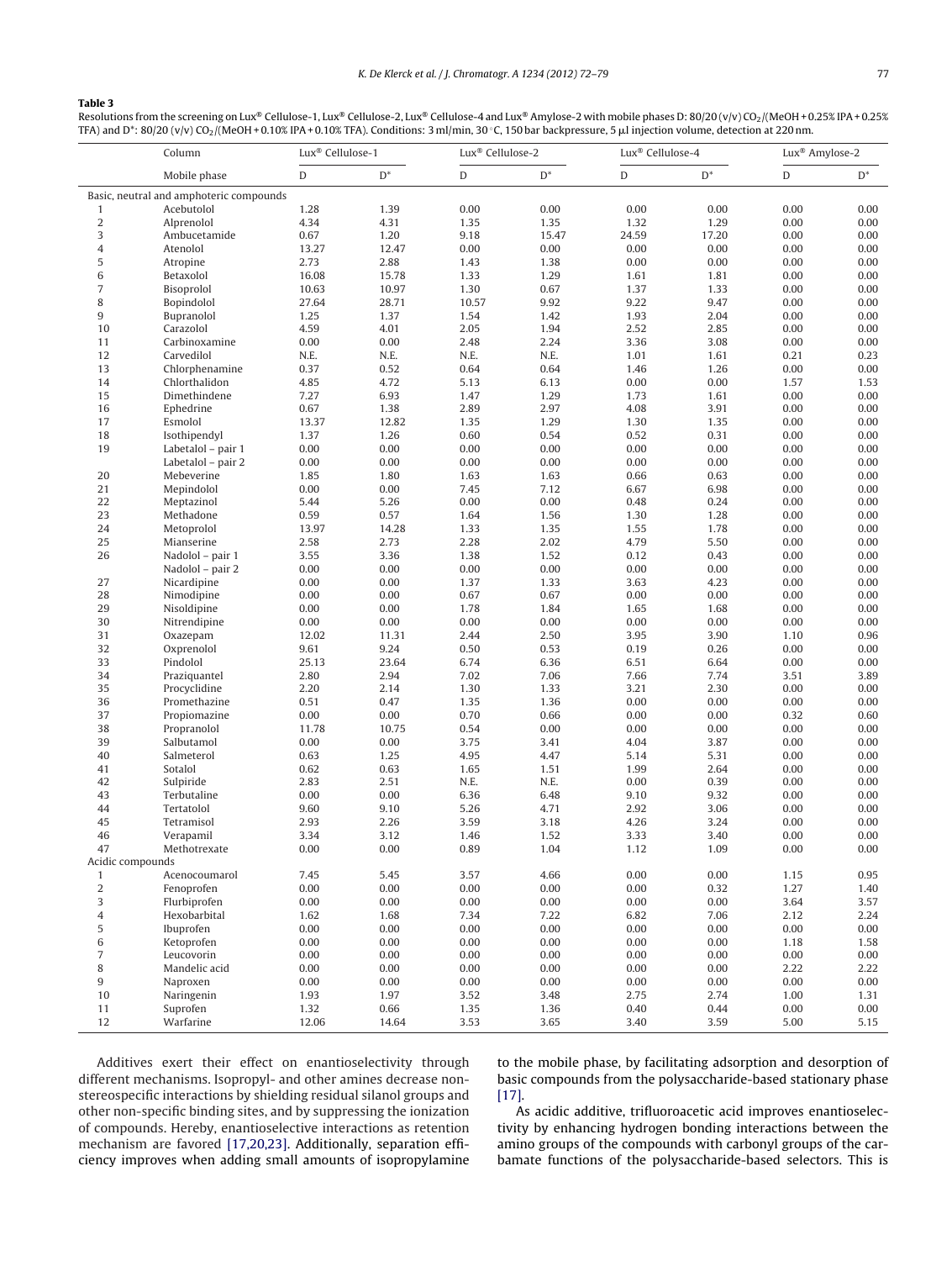**Table 3**

Resolutions from the screening on Lux® Cellulose-1, Lux® Cellulose-2, Lux® Cellulose-4 and Lux® Amylose-2 with mobile phases D: 80/20 (v/v) $CO_2$/(MeOH + 0.25% IPA + 0.25% TFA) and D*: 80/20 (v/v) $CO_2$/(MeOH + 0.10% IPA + 0.10% TFA). Conditions: 3 ml/min, 30 °C, 150 bar backpressure, 5 µl injection volume, detection at 220 nm.

| | Column | Lux® Cellulose-1 | | Lux® Cellulose-2 | | Lux® Cellulose-4 | | Lux® Amylose-2 | |
|---|---|---|---|---|---|---|---|---|---|
| | Mobile phase | D | D* | D | D* | D | D* | D | D* |
| Basic, neutral and amphoteric compounds | | | | | | | | | |
| 1 | Acebutolol | 1.28 | 1.39 | 0.00 | 0.00 | 0.00 | 0.00 | 0.00 | 0.00 |
| 2 | Alprenolol | 4.34 | 4.31 | 1.35 | 1.35 | 1.32 | 1.29 | 0.00 | 0.00 |
| 3 | Ambucetamide | 0.67 | 1.20 | 9.18 | 15.47 | 24.59 | 17.20 | 0.00 | 0.00 |
| 4 | Atenolol | 13.27 | 12.47 | 0.00 | 0.00 | 0.00 | 0.00 | 0.00 | 0.00 |
| 5 | Atropine | 2.73 | 2.88 | 1.43 | 1.38 | 0.00 | 0.00 | 0.00 | 0.00 |
| 6 | Betaxolol | 16.08 | 15.78 | 1.33 | 1.29 | 1.61 | 1.81 | 0.00 | 0.00 |
| 7 | Bisoprolol | 10.63 | 10.97 | 1.30 | 0.67 | 1.37 | 1.33 | 0.00 | 0.00 |
| 8 | Bopindolol | 27.64 | 28.71 | 10.57 | 9.92 | 9.22 | 9.47 | 0.00 | 0.00 |
| 9 | Bupranolol | 1.25 | 1.37 | 1.54 | 1.42 | 1.93 | 2.04 | 0.00 | 0.00 |
| 10 | Carazolol | 4.59 | 4.01 | 2.05 | 1.94 | 2.52 | 2.85 | 0.00 | 0.00 |
| 11 | Carbinoxamine | 0.00 | 0.00 | 2.48 | 2.24 | 3.36 | 3.08 | 0.00 | 0.00 |
| 12 | Carvedilol | N.E. | N.E. | N.E. | N.E. | 1.01 | 1.61 | 0.21 | 0.23 |
| 13 | Chlorphenamine | 0.37 | 0.52 | 0.64 | 0.64 | 1.46 | 1.26 | 0.00 | 0.00 |
| 14 | Chlorthalidon | 4.85 | 4.72 | 5.13 | 6.13 | 0.00 | 0.00 | 1.57 | 1.53 |
| 15 | Dimethindene | 7.27 | 6.93 | 1.47 | 1.29 | 1.73 | 1.61 | 0.00 | 0.00 |
| 16 | Ephedrine | 0.67 | 1.38 | 2.89 | 2.97 | 4.08 | 3.91 | 0.00 | 0.00 |
| 17 | Esmolol | 13.37 | 12.82 | 1.35 | 1.29 | 1.30 | 1.35 | 0.00 | 0.00 |
| 18 | Isothipendyl | 1.37 | 1.26 | 0.60 | 0.54 | 0.52 | 0.31 | 0.00 | 0.00 |
| 19 | Labetalol – pair 1 | 0.00 | 0.00 | 0.00 | 0.00 | 0.00 | 0.00 | 0.00 | 0.00 |
| | Labetalol – pair 2 | 0.00 | 0.00 | 0.00 | 0.00 | 0.00 | 0.00 | 0.00 | 0.00 |
| 20 | Mebeverine | 1.85 | 1.80 | 1.63 | 1.63 | 0.66 | 0.63 | 0.00 | 0.00 |
| 21 | Mepindolol | 0.00 | 0.00 | 7.45 | 7.12 | 6.67 | 6.98 | 0.00 | 0.00 |
| 22 | Meptazinol | 5.44 | 5.26 | 0.00 | 0.00 | 0.48 | 0.24 | 0.00 | 0.00 |
| 23 | Methadone | 0.59 | 0.57 | 1.64 | 1.56 | 1.30 | 1.28 | 0.00 | 0.00 |
| 24 | Metoprolol | 13.97 | 14.28 | 1.33 | 1.35 | 1.55 | 1.78 | 0.00 | 0.00 |
| 25 | Mianserine | 2.58 | 2.73 | 2.28 | 2.02 | 4.79 | 5.50 | 0.00 | 0.00 |
| 26 | Nadolol – pair 1 | 3.55 | 3.36 | 1.38 | 1.52 | 0.12 | 0.43 | 0.00 | 0.00 |
| | Nadolol – pair 2 | 0.00 | 0.00 | 0.00 | 0.00 | 0.00 | 0.00 | 0.00 | 0.00 |
| 27 | Nicardipine | 0.00 | 0.00 | 1.37 | 1.33 | 3.63 | 4.23 | 0.00 | 0.00 |
| 28 | Nimodipine | 0.00 | 0.00 | 0.67 | 0.67 | 0.00 | 0.00 | 0.00 | 0.00 |
| 29 | Nisoldipine | 0.00 | 0.00 | 1.78 | 1.84 | 1.65 | 1.68 | 0.00 | 0.00 |
| 30 | Nitrendipine | 0.00 | 0.00 | 0.00 | 0.00 | 0.00 | 0.00 | 0.00 | 0.00 |
| 31 | Oxazepam | 12.02 | 11.31 | 2.44 | 2.50 | 3.95 | 3.90 | 1.10 | 0.96 |
| 32 | Oxprenolol | 9.61 | 9.24 | 0.50 | 0.53 | 0.19 | 0.26 | 0.00 | 0.00 |
| 33 | Pindolol | 25.13 | 23.64 | 6.74 | 6.36 | 6.51 | 6.64 | 0.00 | 0.00 |
| 34 | Praziquantel | 2.80 | 2.94 | 7.02 | 7.06 | 7.66 | 7.74 | 3.51 | 3.89 |
| 35 | Procyclidine | 2.20 | 2.14 | 1.30 | 1.33 | 3.21 | 2.30 | 0.00 | 0.00 |
| 36 | Promethazine | 0.51 | 0.47 | 1.35 | 1.36 | 0.00 | 0.00 | 0.00 | 0.00 |
| 37 | Propiomazine | 0.00 | 0.00 | 0.70 | 0.66 | 0.00 | 0.00 | 0.32 | 0.60 |
| 38 | Propranolol | 11.78 | 10.75 | 0.54 | 0.00 | 0.00 | 0.00 | 0.00 | 0.00 |
| 39 | Salbutamol | 0.00 | 0.00 | 3.75 | 3.41 | 4.04 | 3.87 | 0.00 | 0.00 |
| 40 | Salmeterol | 0.63 | 1.25 | 4.95 | 4.47 | 5.14 | 5.31 | 0.00 | 0.00 |
| 41 | Sotalol | 0.62 | 0.63 | 1.65 | 1.51 | 1.99 | 2.64 | 0.00 | 0.00 |
| 42 | Sulpiride | 2.83 | 2.51 | N.E. | N.E. | 0.00 | 0.39 | 0.00 | 0.00 |
| 43 | Terbutaline | 0.00 | 0.00 | 6.36 | 6.48 | 9.10 | 9.32 | 0.00 | 0.00 |
| 44 | Tertatolol | 9.60 | 9.10 | 5.26 | 4.71 | 2.92 | 3.06 | 0.00 | 0.00 |
| 45 | Tetramisol | 2.93 | 2.26 | 3.59 | 3.18 | 4.26 | 3.24 | 0.00 | 0.00 |
| 46 | Verapamil | 3.34 | 3.12 | 1.46 | 1.52 | 3.33 | 3.40 | 0.00 | 0.00 |
| 47 | Methotrexate | 0.00 | 0.00 | 0.89 | 1.04 | 1.12 | 1.09 | 0.00 | 0.00 |
| Acidic compounds | | | | | | | | | |
| 1 | Acenocoumarol | 7.45 | 5.45 | 3.57 | 4.66 | 0.00 | 0.00 | 1.15 | 0.95 |
| 2 | Fenoprofen | 0.00 | 0.00 | 0.00 | 0.00 | 0.00 | 0.32 | 1.27 | 1.40 |
| 3 | Flurbiprofen | 0.00 | 0.00 | 0.00 | 0.00 | 0.00 | 0.00 | 3.64 | 3.57 |
| 4 | Hexobarbital | 1.62 | 1.68 | 7.34 | 7.22 | 6.82 | 7.06 | 2.12 | 2.24 |
| 5 | Ibuprofen | 0.00 | 0.00 | 0.00 | 0.00 | 0.00 | 0.00 | 0.00 | 0.00 |
| 6 | Ketoprofen | 0.00 | 0.00 | 0.00 | 0.00 | 0.00 | 0.00 | 1.18 | 1.58 |
| 7 | Leucovorin | 0.00 | 0.00 | 0.00 | 0.00 | 0.00 | 0.00 | 0.00 | 0.00 |
| 8 | Mandelic acid | 0.00 | 0.00 | 0.00 | 0.00 | 0.00 | 0.00 | 2.22 | 2.22 |
| 9 | Naproxen | 0.00 | 0.00 | 0.00 | 0.00 | 0.00 | 0.00 | 0.00 | 0.00 |
| 10 | Naringenin | 1.93 | 1.97 | 3.52 | 3.48 | 2.75 | 2.74 | 1.00 | 1.31 |
| 11 | Suprofen | 1.32 | 0.66 | 1.35 | 1.36 | 0.40 | 0.44 | 0.00 | 0.00 |
| 12 | Warfarine | 12.06 | 14.64 | 3.53 | 3.65 | 3.40 | 3.59 | 5.00 | 5.15 |

Additives exert their effect on enantioselectivity through different mechanisms. Isopropyl- and other amines decrease non-stereospecific interactions by shielding residual silanol groups and other non-specific binding sites, and by suppressing the ionization of compounds. Hereby, enantioselective interactions as retention mechanism are favored [17,20,23]. Additionally, separation efficiency improves when adding small amounts of isopropylamine to the mobile phase, by facilitating adsorption and desorption of basic compounds from the polysaccharide-based stationary phase [17].

As acidic additive, trifluoroacetic acid improves enantioselectivity by enhancing hydrogen bonding interactions between the amino groups of the compounds with carbonyl groups of the carbamate functions of the polysaccharide-based selectors. This is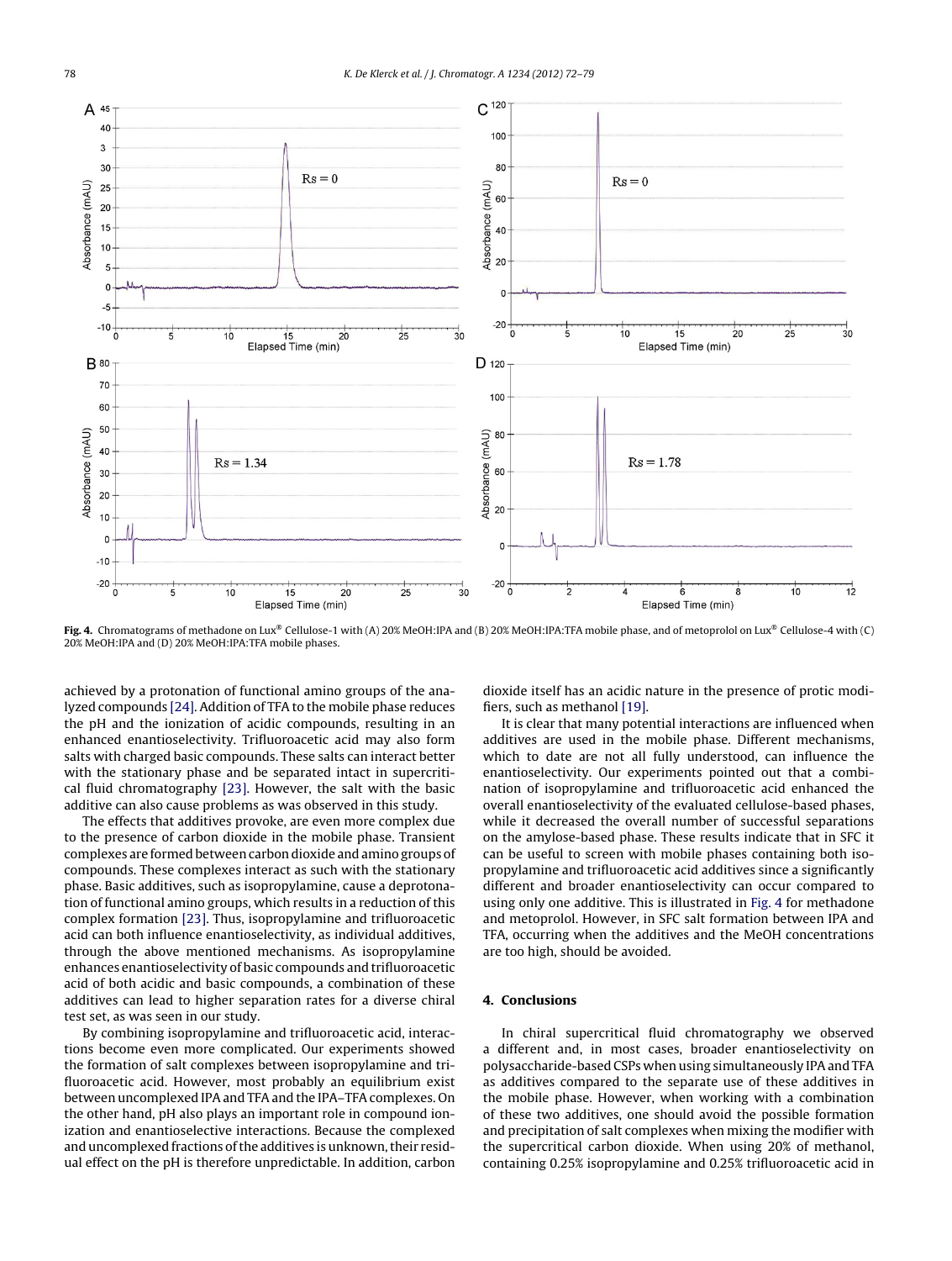A

Absorbance (mAU)

Rs = 0

Elapsed Time (min)

C

Absorbance (mAU)

Rs = 0

Elapsed Time (min)

B

Absorbance (mAU)

Rs = 1.34

Elapsed Time (min)

D

Absorbance (mAU)

Rs = 1.78

Elapsed Time (min)

**Fig. 4.** Chromatograms of methadone on Lux® Cellulose-1 with (A) 20% MeOH:IPA and (B) 20% MeOH:IPA:TFA mobile phase, and of metoprolol on Lux® Cellulose-4 with (C) 20% MeOH:IPA and (D) 20% MeOH:IPA:TFA mobile phases.

achieved by a protonation of functional amino groups of the analyzed compounds [24]. Addition of TFA to the mobile phase reduces the pH and the ionization of acidic compounds, resulting in an enhanced enantioselectivity. Trifluoroacetic acid may also form salts with charged basic compounds. These salts can interact better with the stationary phase and be separated intact in supercritical fluid chromatography [23]. However, the salt with the basic additive can also cause problems as was observed in this study.

The effects that additives provoke, are even more complex due to the presence of carbon dioxide in the mobile phase. Transient complexes are formed between carbon dioxide and amino groups of compounds. These complexes interact as such with the stationary phase. Basic additives, such as isopropylamine, cause a deprotonation of functional amino groups, which results in a reduction of this complex formation [23]. Thus, isopropylamine and trifluoroacetic acid can both influence enantioselectivity, as individual additives, through the above mentioned mechanisms. As isopropylamine enhances enantioselectivity of basic compounds and trifluoroacetic acid of both acidic and basic compounds, a combination of these additives can lead to higher separation rates for a diverse chiral test set, as was seen in our study.

By combining isopropylamine and trifluoroacetic acid, interactions become even more complicated. Our experiments showed the formation of salt complexes between isopropylamine and trifluoroacetic acid. However, most probably an equilibrium exist between uncomplexed IPA and TFA and the IPA–TFA complexes. On the other hand, pH also plays an important role in compound ionization and enantioselective interactions. Because the complexed and uncomplexed fractions of the additives is unknown, their residual effect on the pH is therefore unpredictable. In addition, carbon dioxide itself has an acidic nature in the presence of protic modifiers, such as methanol [19].

It is clear that many potential interactions are influenced when additives are used in the mobile phase. Different mechanisms, which to date are not all fully understood, can influence the enantioselectivity. Our experiments pointed out that a combination of isopropylamine and trifluoroacetic acid enhanced the overall enantioselectivity of the evaluated cellulose-based phases, while it decreased the overall number of successful separations on the amylose-based phase. These results indicate that in SFC it can be useful to screen with mobile phases containing both isopropylamine and trifluoroacetic acid additives since a significantly different and broader enantioselectivity can occur compared to using only one additive. This is illustrated in Fig. 4 for methadone and metoprolol. However, in SFC salt formation between IPA and TFA, occurring when the additives and the MeOH concentrations are too high, should be avoided.

## 4. Conclusions

In chiral supercritical fluid chromatography we observed a different and, in most cases, broader enantioselectivity on polysaccharide-based CSPs when using simultaneously IPA and TFA as additives compared to the separate use of these additives in the mobile phase. However, when working with a combination of these two additives, one should avoid the possible formation and precipitation of salt complexes when mixing the modifier with the supercritical carbon dioxide. When using 20% of methanol, containing 0.25% isopropylamine and 0.25% trifluoroacetic acid in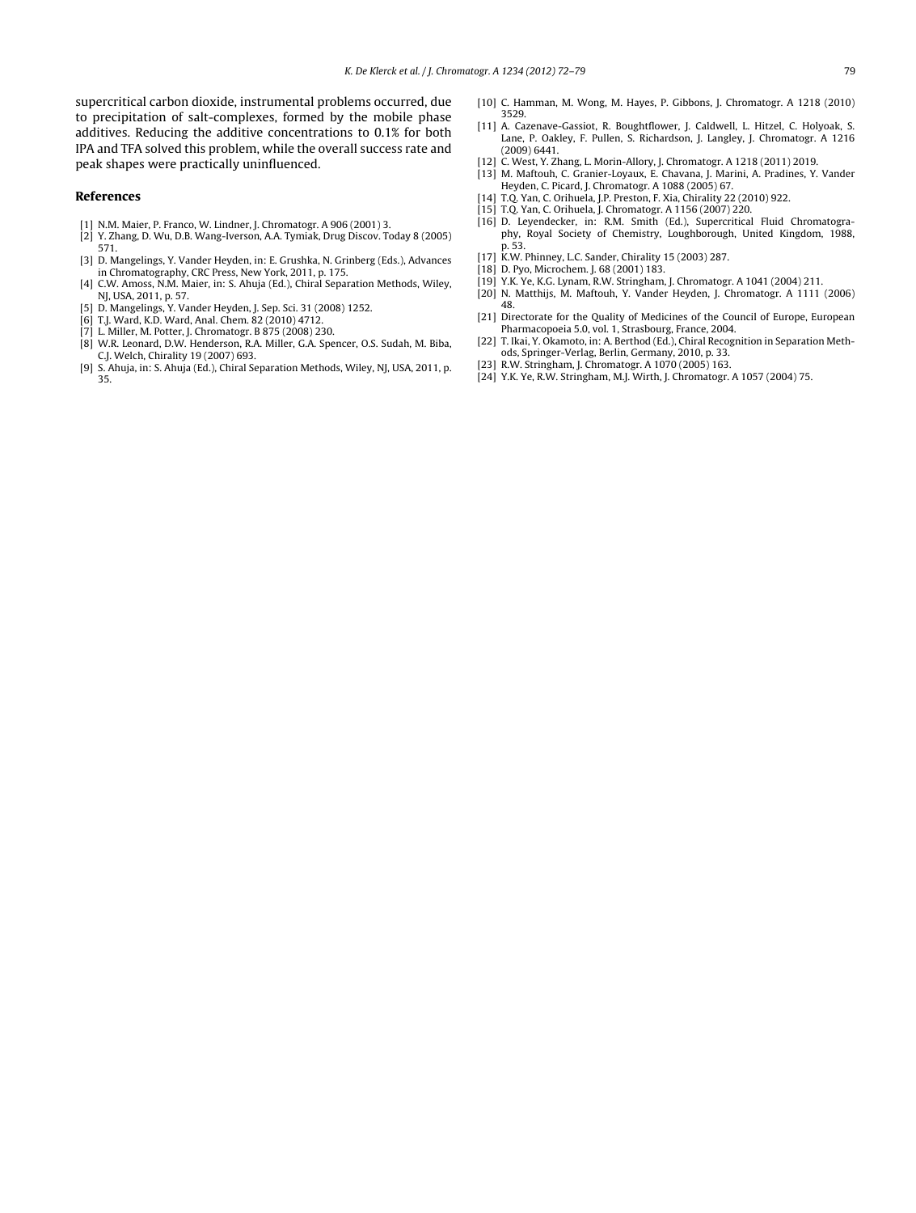supercritical carbon dioxide, instrumental problems occurred, due to precipitation of salt-complexes, formed by the mobile phase additives. Reducing the additive concentrations to 0.1% for both IPA and TFA solved this problem, while the overall success rate and peak shapes were practically uninfluenced.

## References

[1] N.M. Maier, P. Franco, W. Lindner, J. Chromatogr. A 906 (2001) 3.
[2] Y. Zhang, D. Wu, D.B. Wang-Iverson, A.A. Tymiak, Drug Discov. Today 8 (2005) 571.
[3] D. Mangelings, Y. Vander Heyden, in: E. Grushka, N. Grinberg (Eds.), Advances in Chromatography, CRC Press, New York, 2011, p. 175.
[4] C.W. Amoss, N.M. Maier, in: S. Ahuja (Ed.), Chiral Separation Methods, Wiley, NJ, USA, 2011, p. 57.
[5] D. Mangelings, Y. Vander Heyden, J. Sep. Sci. 31 (2008) 1252.
[6] T.J. Ward, K.D. Ward, Anal. Chem. 82 (2010) 4712.
[7] L. Miller, M. Potter, J. Chromatogr. B 875 (2008) 230.
[8] W.R. Leonard, D.W. Henderson, R.A. Miller, G.A. Spencer, O.S. Sudah, M. Biba, C.J. Welch, Chirality 19 (2007) 693.
[9] S. Ahuja, in: S. Ahuja (Ed.), Chiral Separation Methods, Wiley, NJ, USA, 2011, p. 35.
[10] C. Hamman, M. Wong, M. Hayes, P. Gibbons, J. Chromatogr. A 1218 (2010) 3529.
[11] A. Cazenave-Gassiot, R. Boughtflower, J. Caldwell, L. Hitzel, C. Holyoak, S. Lane, P. Oakley, F. Pullen, S. Richardson, J. Langley, J. Chromatogr. A 1216 (2009) 6441.
[12] C. West, Y. Zhang, L. Morin-Allory, J. Chromatogr. A 1218 (2011) 2019.
[13] M. Maftouh, C. Granier-Loyaux, E. Chavana, J. Marini, A. Pradines, Y. Vander Heyden, C. Picard, J. Chromatogr. A 1088 (2005) 67.
[14] T.Q. Yan, C. Orihuela, J.P. Preston, F. Xia, Chirality 22 (2010) 922.
[15] T.Q. Yan, C. Orihuela, J. Chromatogr. A 1156 (2007) 220.
[16] D. Leyendecker, in: R.M. Smith (Ed.), Supercritical Fluid Chromatography, Royal Society of Chemistry, Loughborough, United Kingdom, 1988, p. 53.
[17] K.W. Phinney, L.C. Sander, Chirality 15 (2003) 287.
[18] D. Pyo, Microchem. J. 68 (2001) 183.
[19] Y.K. Ye, K.G. Lynam, R.W. Stringham, J. Chromatogr. A 1041 (2004) 211.
[20] N. Matthijs, M. Maftouh, Y. Vander Heyden, J. Chromatogr. A 1111 (2006) 48.
[21] Directorate for the Quality of Medicines of the Council of Europe, European Pharmacopoeia 5.0, vol. 1, Strasbourg, France, 2004.
[22] T. Ikai, Y. Okamoto, in: A. Berthod (Ed.), Chiral Recognition in Separation Methods, Springer-Verlag, Berlin, Germany, 2010, p. 33.
[23] R.W. Stringham, J. Chromatogr. A 1070 (2005) 163.
[24] Y.K. Ye, R.W. Stringham, M.J. Wirth, J. Chromatogr. A 1057 (2004) 75.